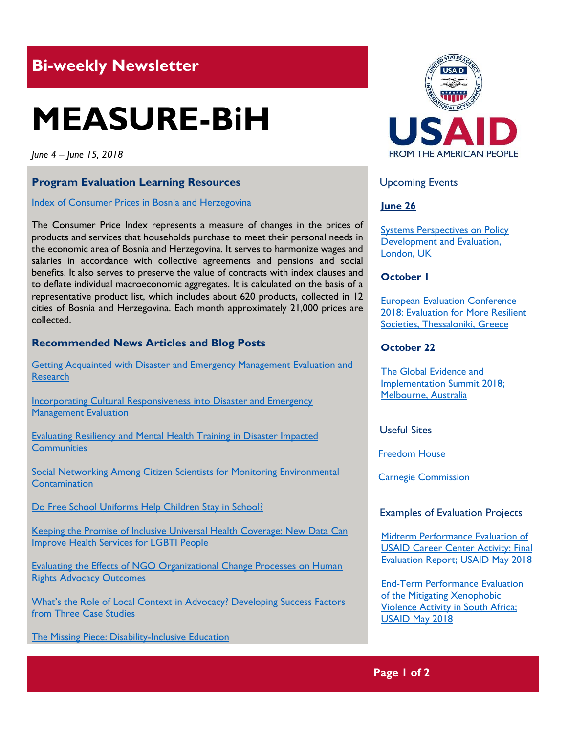## Bi-weekly Newsletter

# MEASURE-BiH

*June 4 – June 15, 2018*

### Program Evaluation Learning Resources

[Index of Consumer Prices in Bosnia and Herzegovina]

The Consumer Price Index represents a measure of changes in the prices of products and services that households purchase to meet their personal needs in the economic area of Bosnia and Herzegovina. It serves to harmonize wages and salaries in accordance with collective agreements and pensions and social benefits. It also serves to preserve the value of contracts with index clauses and to deflate individual macroeconomic aggregates. It is calculated on the basis of a representative product list, which includes about 620 products, collected in 12 cities of Bosnia and Herzegovina. Each month approximately 21,000 prices are collected.

### Recommended News Articles and Blog Posts

[Getting Acquainted with Disaster and Emergency Management Evaluation and Research]

[Incorporating Cultural Responsiveness into Disaster and Emergency Management Evaluation]

[Evaluating Resiliency and Mental Health Training in Disaster Impacted Communities]

[Social Networking Among Citizen Scientists for Monitoring Environmental Contamination]

[Do Free School Uniforms Help Children Stay in School?]

[Keeping the Promise of Inclusive Universal Health Coverage: New Data Can Improve Health Services for LGBTI People]

[Evaluating the Effects of NGO Organizational Change Processes on Human Rights Advocacy Outcomes]

[What's the Role of Local Context in Advocacy? Developing Success Factors from Three Case Studies]

[The Missing Piece: Disability-Inclusive Education]

USAID
FROM THE AMERICAN PEOPLE

### Upcoming Events

**June 26**

[Systems Perspectives on Policy Development and Evaluation, London, UK]

**October 1**

[European Evaluation Conference 2018: Evaluation for More Resilient Societies, Thessaloniki, Greece]

**October 22**

[The Global Evidence and Implementation Summit 2018; Melbourne, Australia]

### Useful Sites

[Freedom House]

[Carnegie Commission]

### Examples of Evaluation Projects

[Midterm Performance Evaluation of USAID Career Center Activity: Final Evaluation Report; USAID May 2018]

[End-Term Performance Evaluation of the Mitigating Xenophobic Violence Activity in South Africa; USAID May 2018]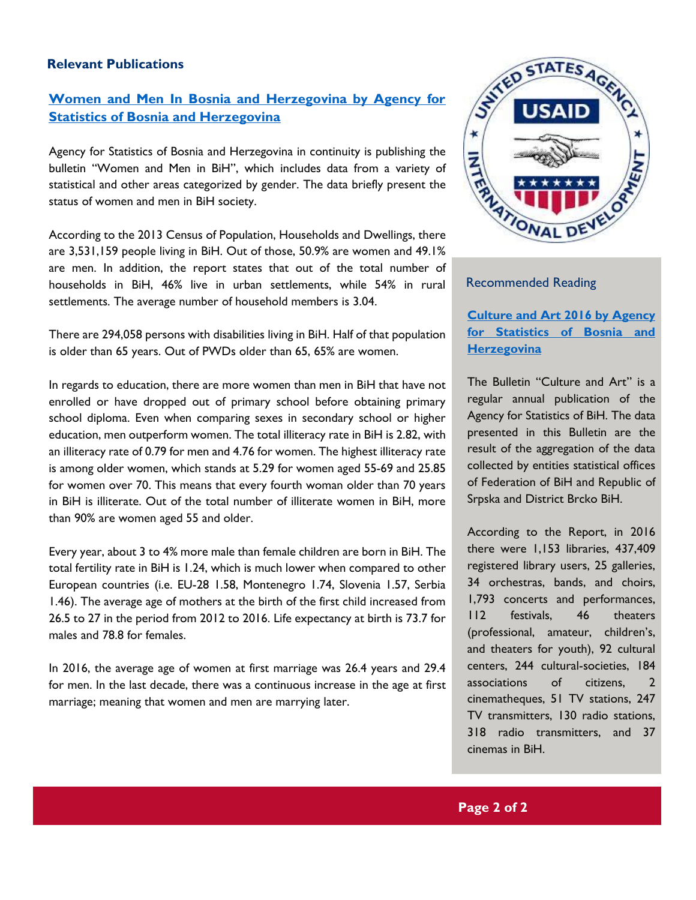## Relevant Publications

### [Women and Men In Bosnia and Herzegovina by Agency for Statistics of Bosnia and Herzegovina]

Agency for Statistics of Bosnia and Herzegovina in continuity is publishing the bulletin "Women and Men in BiH", which includes data from a variety of statistical and other areas categorized by gender. The data briefly present the status of women and men in BiH society.

According to the 2013 Census of Population, Households and Dwellings, there are 3,531,159 people living in BiH. Out of those, 50.9% are women and 49.1% are men. In addition, the report states that out of the total number of households in BiH, 46% live in urban settlements, while 54% in rural settlements. The average number of household members is 3.04.

There are 294,058 persons with disabilities living in BiH. Half of that population is older than 65 years. Out of PWDs older than 65, 65% are women.

In regards to education, there are more women than men in BiH that have not enrolled or have dropped out of primary school before obtaining primary school diploma. Even when comparing sexes in secondary school or higher education, men outperform women. The total illiteracy rate in BiH is 2.82, with an illiteracy rate of 0.79 for men and 4.76 for women. The highest illiteracy rate is among older women, which stands at 5.29 for women aged 55-69 and 25.85 for women over 70. This means that every fourth woman older than 70 years in BiH is illiterate. Out of the total number of illiterate women in BiH, more than 90% are women aged 55 and older.

Every year, about 3 to 4% more male than female children are born in BiH. The total fertility rate in BiH is 1.24, which is much lower when compared to other European countries (i.e. EU-28 1.58, Montenegro 1.74, Slovenia 1.57, Serbia 1.46). The average age of mothers at the birth of the first child increased from 26.5 to 27 in the period from 2012 to 2016. Life expectancy at birth is 73.7 for males and 78.8 for females.

In 2016, the average age of women at first marriage was 26.4 years and 29.4 for men. In the last decade, there was a continuous increase in the age at first marriage; meaning that women and men are marrying later.

## Recommended Reading

### [Culture and Art 2016 by Agency for Statistics of Bosnia and Herzegovina]

The Bulletin "Culture and Art" is a regular annual publication of the Agency for Statistics of BiH. The data presented in this Bulletin are the result of the aggregation of the data collected by entities statistical offices of Federation of BiH and Republic of Srpska and District Brcko BiH.

According to the Report, in 2016 there were 1,153 libraries, 437,409 registered library users, 25 galleries, 34 orchestras, bands, and choirs, 1,793 concerts and performances, 112 festivals, 46 theaters (professional, amateur, children's, and theaters for youth), 92 cultural centers, 244 cultural-societies, 184 associations of citizens, 2 cinematheques, 51 TV stations, 247 TV transmitters, 130 radio stations, 318 radio transmitters, and 37 cinemas in BiH.